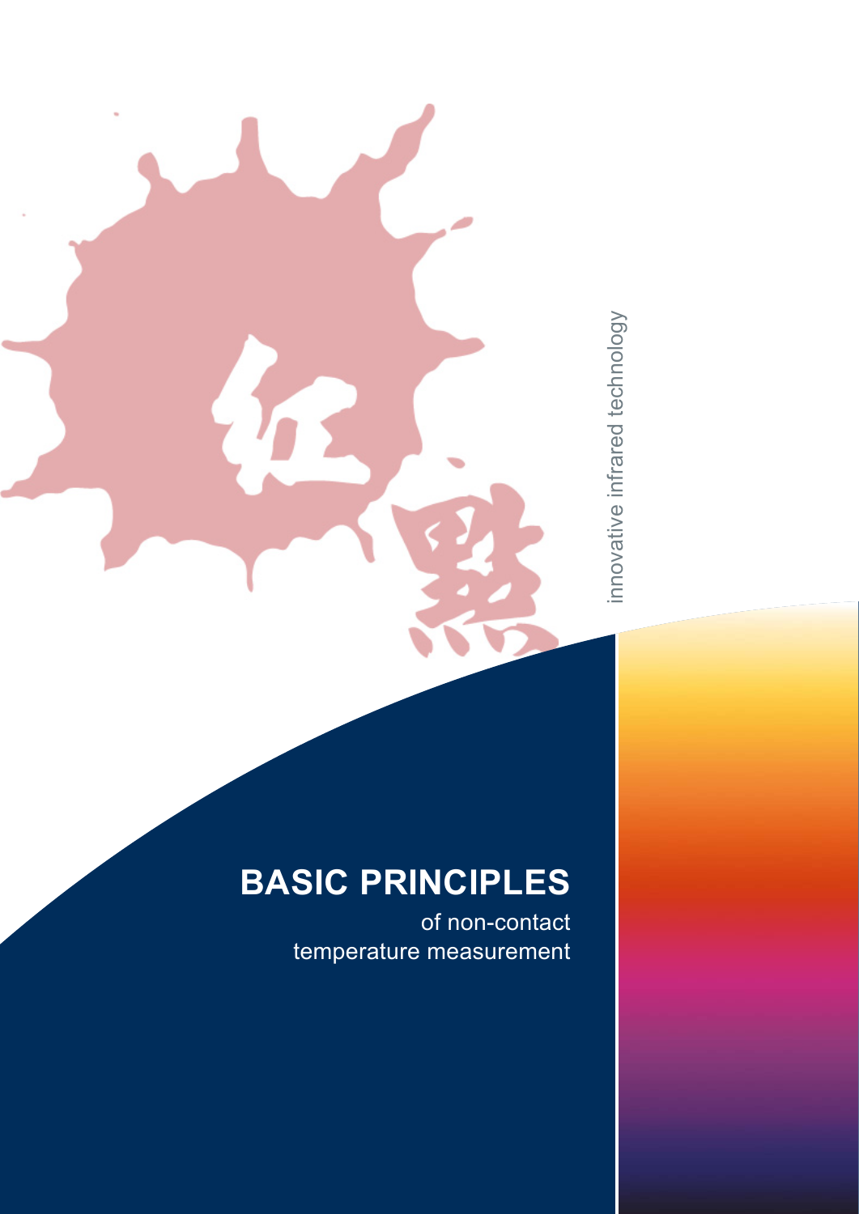红點

innovative infrared technology

# BASIC PRINCIPLES

of non-contact temperature measurement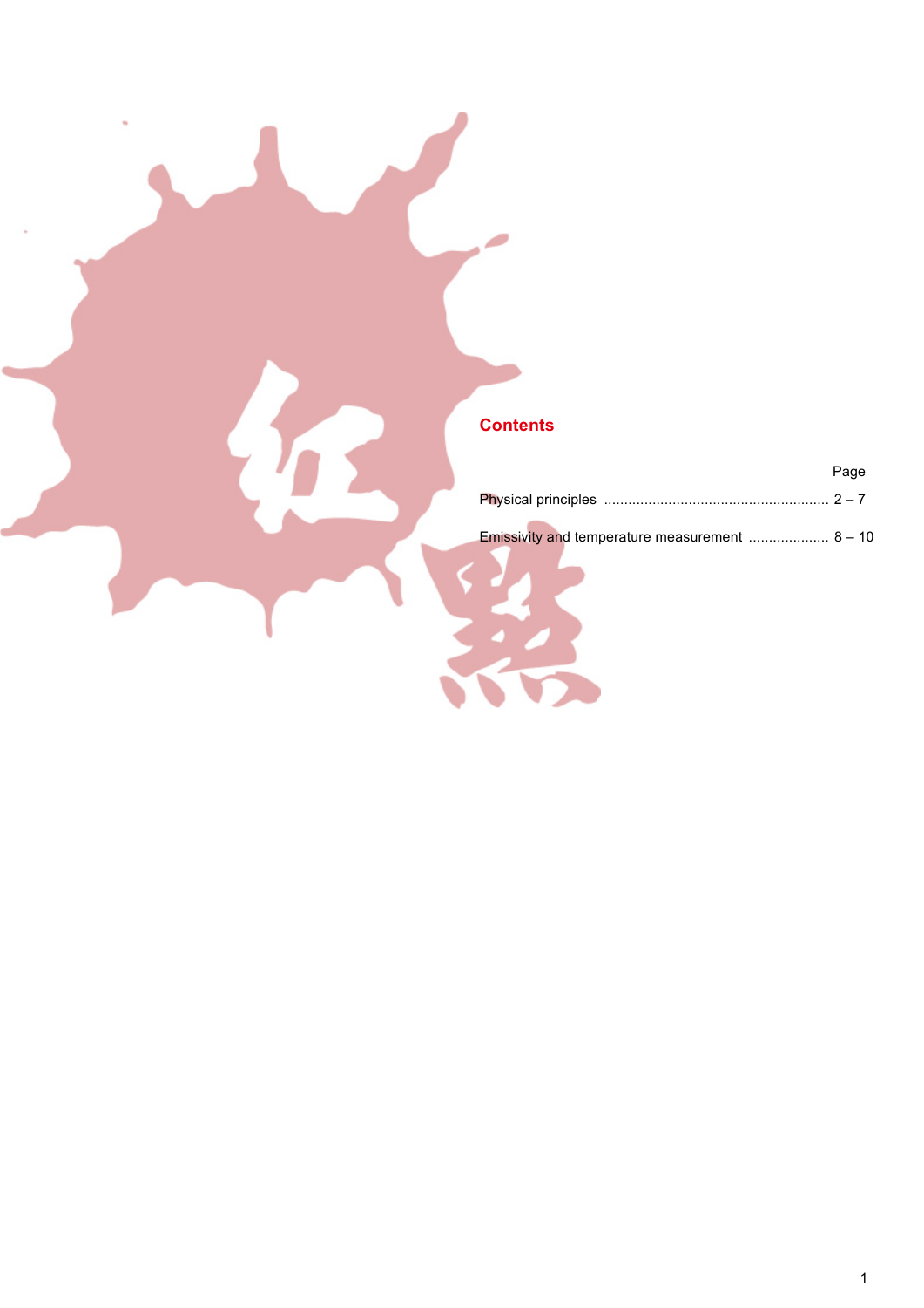## Contents

| | Page |
|---|---|
| Physical principles ........................................................ | 2 – 7 |
| Emissivity and temperature measurement .................... | 8 – 10 |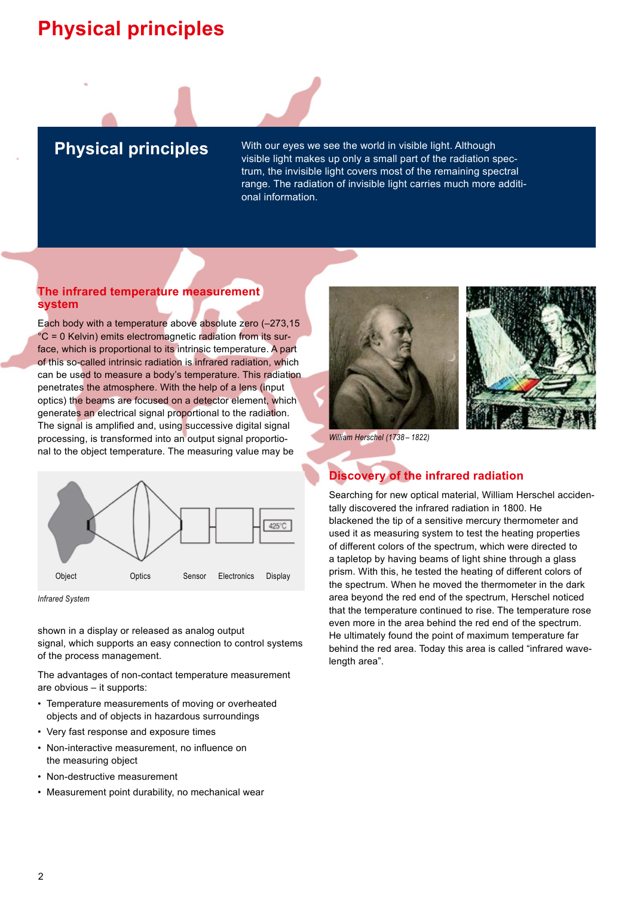# Physical principles

## Physical principles

With our eyes we see the world in visible light. Although visible light makes up only a small part of the radiation spectrum, the invisible light covers most of the remaining spectral range. The radiation of invisible light carries much more additional information.

### The infrared temperature measurement system

Each body with a temperature above absolute zero (–273,15 °C = 0 Kelvin) emits electromagnetic radiation from its surface, which is proportional to its intrinsic temperature. A part of this so-called intrinsic radiation is infrared radiation, which can be used to measure a body's temperature. This radiation penetrates the atmosphere. With the help of a lens (input optics) the beams are focused on a detector element, which generates an electrical signal proportional to the radiation. The signal is amplified and, using successive digital signal processing, is transformed into an output signal proportional to the object temperature. The measuring value may be shown in a display or released as analog output signal, which supports an easy connection to control systems of the process management.

Object Optics Sensor Electronics Display 425°C

*Infrared System*

The advantages of non-contact temperature measurement are obvious – it supports:

- Temperature measurements of moving or overheated objects and of objects in hazardous surroundings
- Very fast response and exposure times
- Non-interactive measurement, no influence on the measuring object
- Non-destructive measurement
- Measurement point durability, no mechanical wear

*William Herschel (1738 – 1822)*

### Discovery of the infrared radiation

Searching for new optical material, William Herschel accidentally discovered the infrared radiation in 1800. He blackened the tip of a sensitive mercury thermometer and used it as measuring system to test the heating properties of different colors of the spectrum, which were directed to a tapletop by having beams of light shine through a glass prism. With this, he tested the heating of different colors of the spectrum. When he moved the thermometer in the dark area beyond the red end of the spectrum, Herschel noticed that the temperature continued to rise. The temperature rose even more in the area behind the red end of the spectrum. He ultimately found the point of maximum temperature far behind the red area. Today this area is called "infrared wavelength area".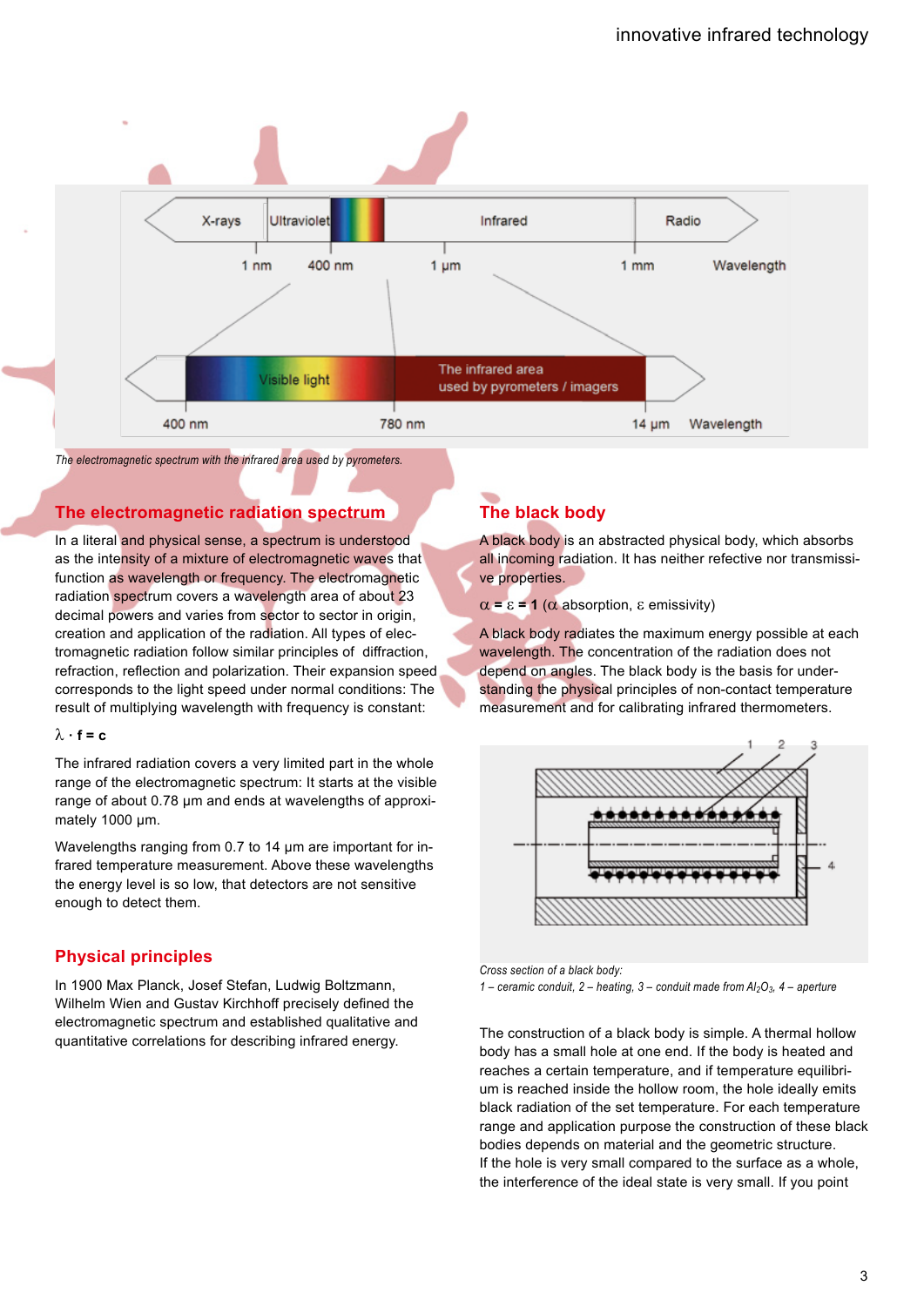*The electromagnetic spectrum with the infrared area used by pyrometers.*

## The electromagnetic radiation spectrum

In a literal and physical sense, a spectrum is understood as the intensity of a mixture of electromagnetic waves that function as wavelength or frequency. The electromagnetic radiation spectrum covers a wavelength area of about 23 decimal powers and varies from sector to sector in origin, creation and application of the radiation. All types of electromagnetic radiation follow similar principles of diffraction, refraction, reflection and polarization. Their expansion speed corresponds to the light speed under normal conditions: The result of multiplying wavelength with frequency is constant:

$\lambda \cdot f = c$

The infrared radiation covers a very limited part in the whole range of the electromagnetic spectrum: It starts at the visible range of about 0.78 µm and ends at wavelengths of approximately 1000 µm.

Wavelengths ranging from 0.7 to 14 µm are important for infrared temperature measurement. Above these wavelengths the energy level is so low, that detectors are not sensitive enough to detect them.

## Physical principles

In 1900 Max Planck, Josef Stefan, Ludwig Boltzmann, Wilhelm Wien and Gustav Kirchhoff precisely defined the electromagnetic spectrum and established qualitative and quantitative correlations for describing infrared energy.

## The black body

A black body is an abstracted physical body, which absorbs all incoming radiation. It has neither refective nor transmissive properties.

$\alpha = \varepsilon = 1$ ($\alpha$ absorption, $\varepsilon$ emissivity)

A black body radiates the maximum energy possible at each wavelength. The concentration of the radiation does not depend on angles. The black body is the basis for understanding the physical principles of non-contact temperature measurement and for calibrating infrared thermometers.

*Cross section of a black body:*
*1 – ceramic conduit, 2 – heating, 3 – conduit made from $Al_2O_3$, 4 – aperture*

The construction of a black body is simple. A thermal hollow body has a small hole at one end. If the body is heated and reaches a certain temperature, and if temperature equilibrium is reached inside the hollow room, the hole ideally emits black radiation of the set temperature. For each temperature range and application purpose the construction of these black bodies depends on material and the geometric structure.
If the hole is very small compared to the surface as a whole, the interference of the ideal state is very small. If you point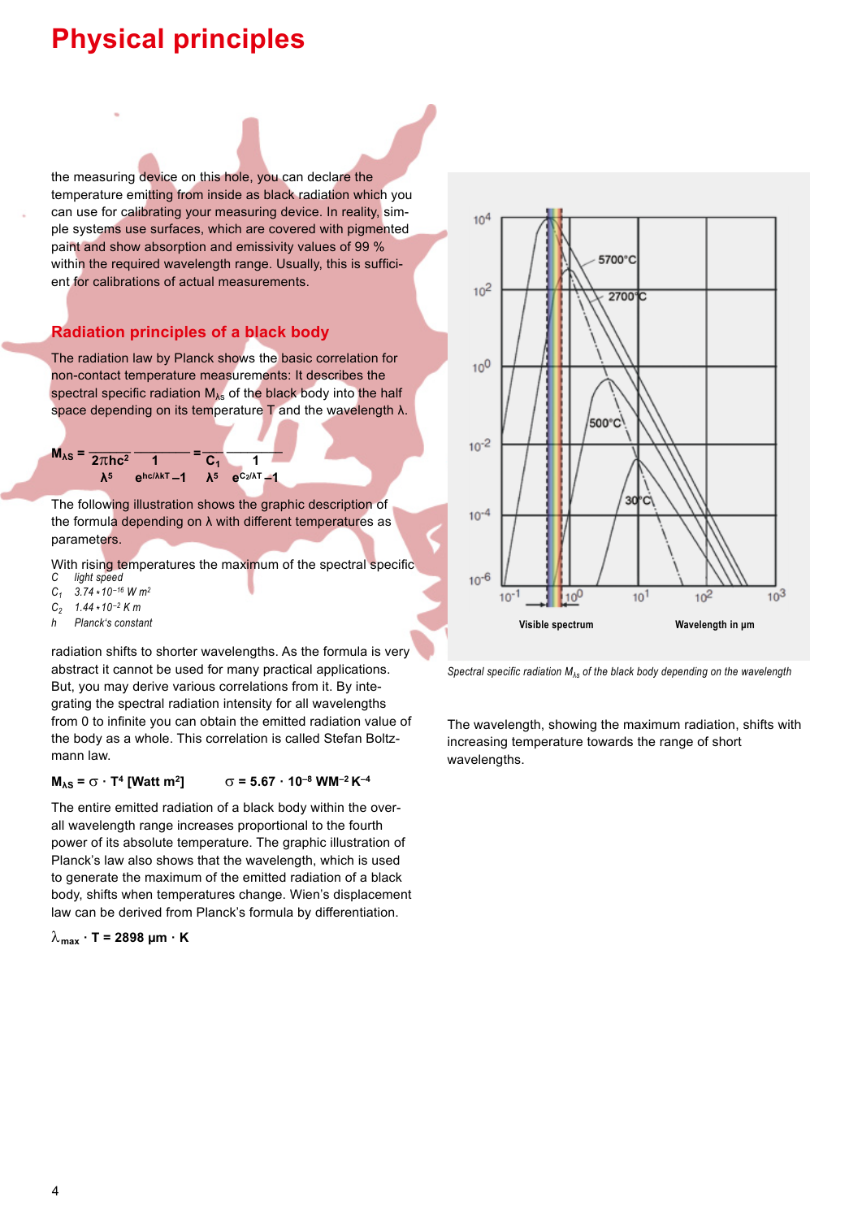# Physical principles

the measuring device on this hole, you can declare the temperature emitting from inside as black radiation which you can use for calibrating your measuring device. In reality, simple systems use surfaces, which are covered with pigmented paint and show absorption and emissivity values of 99 % within the required wavelength range. Usually, this is sufficient for calibrations of actual measurements.

## Radiation principles of a black body

The radiation law by Planck shows the basic correlation for non-contact temperature measurements: It describes the spectral specific radiation $M_{\lambda s}$ of the black body into the half space depending on its temperature T and the wavelength λ.

$$M_{\lambda S} = \frac{2\pi hc^2}{\lambda^5} \frac{1}{e^{hc/\lambda kT} - 1} = \frac{C_1}{\lambda^5} \frac{1}{e^{C_2/\lambda T} - 1}$$

The following illustration shows the graphic description of the formula depending on λ with different temperatures as parameters.

With rising temperatures the maximum of the spectral specific radiation shifts to shorter wavelengths. As the formula is very abstract it cannot be used for many practical applications. But, you may derive various correlations from it. By integrating the spectral radiation intensity for all wavelengths from 0 to infinite you can obtain the emitted radiation value of the body as a whole. This correlation is called Stefan Boltzmann law.

*C light speed*
*$C_1$ 3.74 * $10^{-16}$ W $m^2$*
*$C_2$ 1.44 * $10^{-2}$ K m*
*h Planck's constant*

$$M_{\lambda S} = \sigma \cdot T^4 \text{ [Watt m}^2\text{]} \qquad \sigma = 5.67 \cdot 10^{-8} \text{ WM}^{-2}\text{ K}^{-4}$$

The entire emitted radiation of a black body within the overall wavelength range increases proportional to the fourth power of its absolute temperature. The graphic illustration of Planck's law also shows that the wavelength, which is used to generate the maximum of the emitted radiation of a black body, shifts when temperatures change. Wien's displacement law can be derived from Planck's formula by differentiation.

$$\lambda_{max} \cdot T = 2898 \text{ µm} \cdot \text{K}$$

*Spectral specific radiation $M_{\lambda s}$ of the black body depending on the wavelength*

The wavelength, showing the maximum radiation, shifts with increasing temperature towards the range of short wavelengths.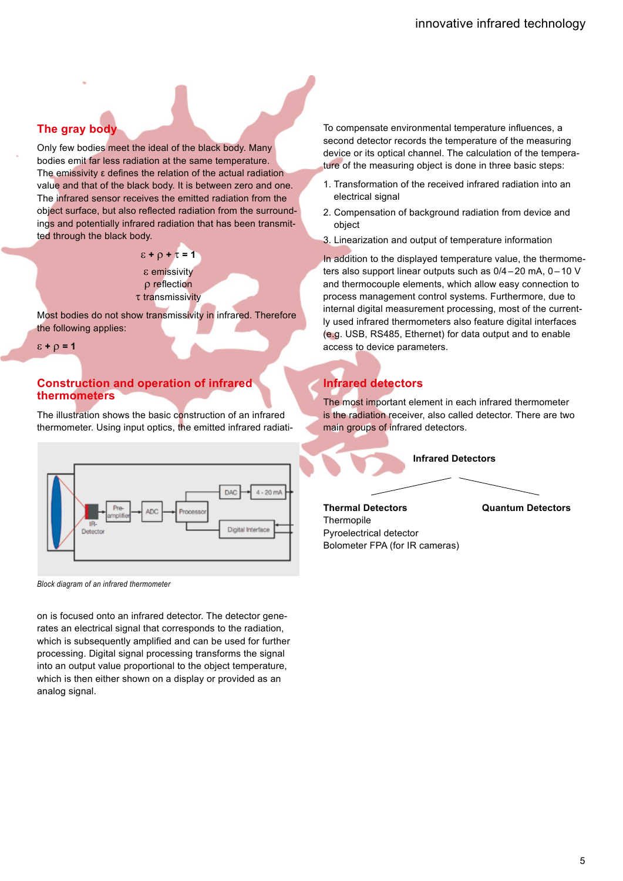## The gray body

Only few bodies meet the ideal of the black body. Many bodies emit far less radiation at the same temperature. The emissivity $\varepsilon$ defines the relation of the actual radiation value and that of the black body. It is between zero and one. The infrared sensor receives the emitted radiation from the object surface, but also reflected radiation from the surroundings and potentially infrared radiation that has been transmitted through the black body.

$$\varepsilon + \rho + \tau = 1$$

$\varepsilon$ emissivity
$\rho$ reflection
$\tau$ transmissivity

Most bodies do not show transmissivity in infrared. Therefore the following applies:

$$\varepsilon + \rho = 1$$

## Construction and operation of infrared thermometers

The illustration shows the basic construction of an infrared thermometer. Using input optics, the emitted infrared radiation is focused onto an infrared detector. The detector generates an electrical signal that corresponds to the radiation, which is subsequently amplified and can be used for further processing. Digital signal processing transforms the signal into an output value proportional to the object temperature, which is then either shown on a display or provided as an analog signal.

IR-Detector → Pre-amplifier → ADC → Processor → DAC → 4 - 20 mA; Processor ↔ Digital Interface

*Block diagram of an infrared thermometer*

To compensate environmental temperature influences, a second detector records the temperature of the measuring device or its optical channel. The calculation of the temperature of the measuring object is done in three basic steps:

1. Transformation of the received infrared radiation into an electrical signal
2. Compensation of background radiation from device and object
3. Linearization and output of temperature information

In addition to the displayed temperature value, the thermometers also support linear outputs such as 0/4 – 20 mA, 0 – 10 V and thermocouple elements, which allow easy connection to process management control systems. Furthermore, due to internal digital measurement processing, most of the currently used infrared thermometers also feature digital interfaces (e.g. USB, RS485, Ethernet) for data output and to enable access to device parameters.

## Infrared detectors

The most important element in each infrared thermometer is the radiation receiver, also called detector. There are two main groups of infrared detectors.

**Infrared Detectors**

**Thermal Detectors**
Thermopile
Pyroelectrical detector
Bolometer FPA (for IR cameras)

**Quantum Detectors**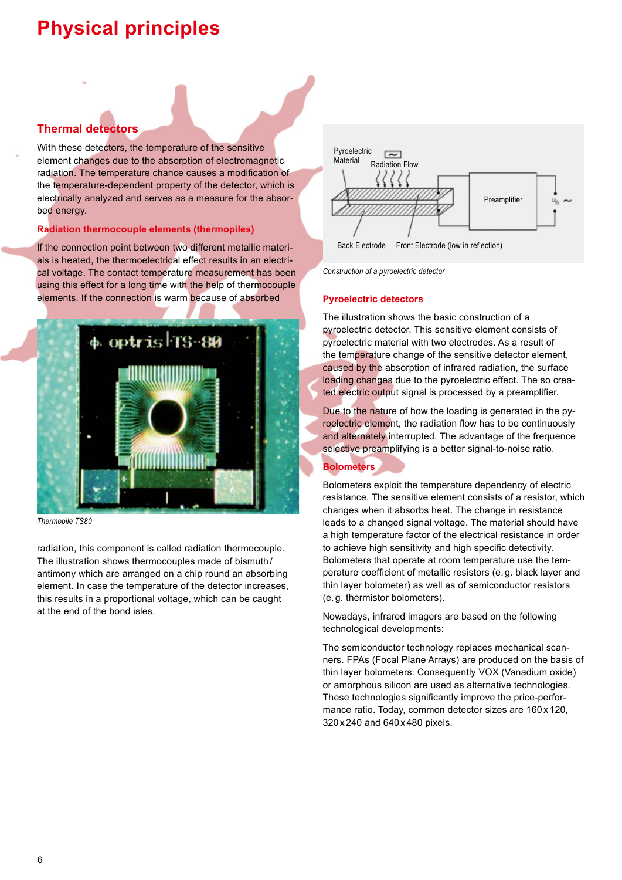# Physical principles

## Thermal detectors

With these detectors, the temperature of the sensitive element changes due to the absorption of electromagnetic radiation. The temperature chance causes a modification of the temperature-dependent property of the detector, which is electrically analyzed and serves as a measure for the absorbed energy.

### Radiation thermocouple elements (thermopiles)

If the connection point between two different metallic materials is heated, the thermoelectrical effect results in an electrical voltage. The contact temperature measurement has been using this effect for a long time with the help of thermocouple elements. If the connection is warm because of absorbed radiation, this component is called radiation thermocouple. The illustration shows thermocouples made of bismuth/antimony which are arranged on a chip round an absorbing element. In case the temperature of the detector increases, this results in a proportional voltage, which can be caught at the end of the bond isles.

*Thermopile TS80*

*Construction of a pyroelectric detector*

### Pyroelectric detectors

The illustration shows the basic construction of a pyroelectric detector. This sensitive element consists of pyroelectric material with two electrodes. As a result of the temperature change of the sensitive detector element, caused by the absorption of infrared radiation, the surface loading changes due to the pyroelectric effect. The so created electric output signal is processed by a preamplifier.

Due to the nature of how the loading is generated in the pyroelectric element, the radiation flow has to be continuously and alternately interrupted. The advantage of the frequence selective preamplifying is a better signal-to-noise ratio.

### Bolometers

Bolometers exploit the temperature dependency of electric resistance. The sensitive element consists of a resistor, which changes when it absorbs heat. The change in resistance leads to a changed signal voltage. The material should have a high temperature factor of the electrical resistance in order to achieve high sensitivity and high specific detectivity. Bolometers that operate at room temperature use the temperature coefficient of metallic resistors (e.g. black layer and thin layer bolometer) as well as of semiconductor resistors (e.g. thermistor bolometers).

Nowadays, infrared imagers are based on the following technological developments:

The semiconductor technology replaces mechanical scanners. FPAs (Focal Plane Arrays) are produced on the basis of thin layer bolometers. Consequently VOX (Vanadium oxide) or amorphous silicon are used as alternative technologies. These technologies significantly improve the price-performance ratio. Today, common detector sizes are 160 x 120, 320 x 240 and 640 x 480 pixels.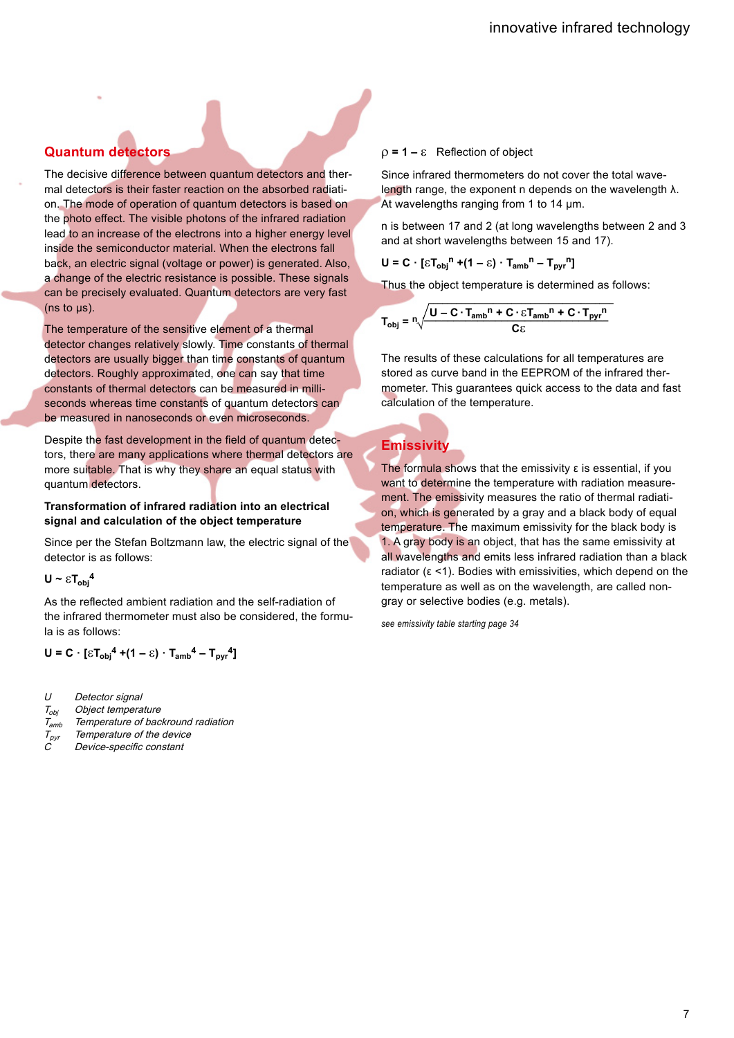## Quantum detectors

The decisive difference between quantum detectors and thermal detectors is their faster reaction on the absorbed radiation. The mode of operation of quantum detectors is based on the photo effect. The visible photons of the infrared radiation lead to an increase of the electrons into a higher energy level inside the semiconductor material. When the electrons fall back, an electric signal (voltage or power) is generated. Also, a change of the electric resistance is possible. These signals can be precisely evaluated. Quantum detectors are very fast (ns to µs).

The temperature of the sensitive element of a thermal detector changes relatively slowly. Time constants of thermal detectors are usually bigger than time constants of quantum detectors. Roughly approximated, one can say that time constants of thermal detectors can be measured in milliseconds whereas time constants of quantum detectors can be measured in nanoseconds or even microseconds.

Despite the fast development in the field of quantum detectors, there are many applications where thermal detectors are more suitable. That is why they share an equal status with quantum detectors.

**Transformation of infrared radiation into an electrical signal and calculation of the object temperature**

Since per the Stefan Boltzmann law, the electric signal of the detector is as follows:

$$U \sim \varepsilon T_{obj}^4$$

As the reflected ambient radiation and the self-radiation of the infrared thermometer must also be considered, the formula is as follows:

$$U = C \cdot [\varepsilon T_{obj}^4 + (1 - \varepsilon) \cdot T_{amb}^4 - T_{pyr}^4]$$

*$U$ Detector signal*
*$T_{obj}$ Object temperature*
*$T_{amb}$ Temperature of backround radiation*
*$T_{pyr}$ Temperature of the device*
*$C$ Device-specific constant*

$\rho = 1 - \varepsilon$ Reflection of object

Since infrared thermometers do not cover the total wavelength range, the exponent n depends on the wavelength λ. At wavelengths ranging from 1 to 14 µm.

n is between 17 and 2 (at long wavelengths between 2 and 3 and at short wavelengths between 15 and 17).

$$U = C \cdot [\varepsilon T_{obj}^n + (1 - \varepsilon) \cdot T_{amb}^n - T_{pyr}^n]$$

Thus the object temperature is determined as follows:

$$T_{obj} = \sqrt[n]{\frac{U - C \cdot T_{amb}^n + C \cdot \varepsilon T_{amb}^n + C \cdot T_{pyr}^n}{C\varepsilon}}$$

The results of these calculations for all temperatures are stored as curve band in the EEPROM of the infrared thermometer. This guarantees quick access to the data and fast calculation of the temperature.

## Emissivity

The formula shows that the emissivity ε is essential, if you want to determine the temperature with radiation measurement. The emissivity measures the ratio of thermal radiation, which is generated by a gray and a black body of equal temperature. The maximum emissivity for the black body is 1. A gray body is an object, that has the same emissivity at all wavelengths and emits less infrared radiation than a black radiator (ε <1). Bodies with emissivities, which depend on the temperature as well as on the wavelength, are called non-gray or selective bodies (e.g. metals).

*see emissivity table starting page 34*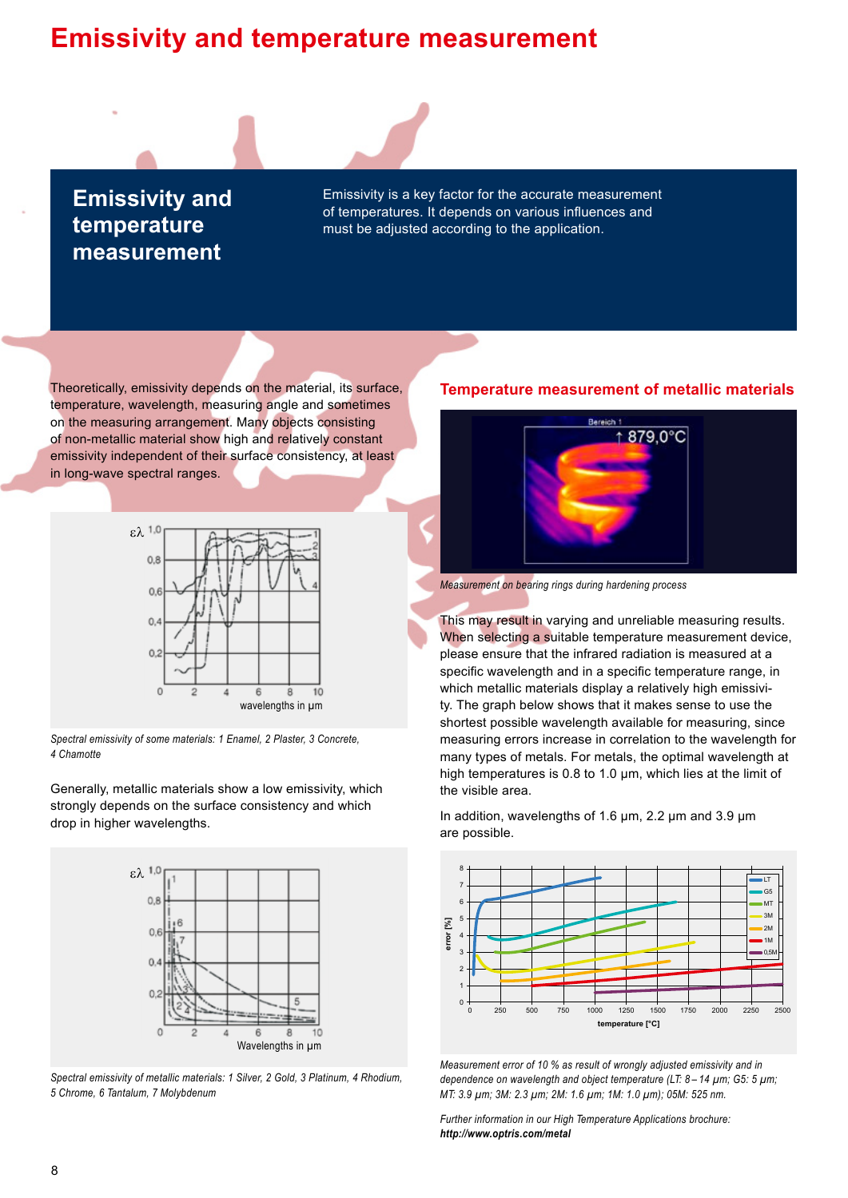# Emissivity and temperature measurement

## Emissivity and temperature measurement

Emissivity is a key factor for the accurate measurement of temperatures. It depends on various influences and must be adjusted according to the application.

Theoretically, emissivity depends on the material, its surface, temperature, wavelength, measuring angle and sometimes on the measuring arrangement. Many objects consisting of non-metallic material show high and relatively constant emissivity independent of their surface consistency, at least in long-wave spectral ranges.

*Spectral emissivity of some materials: 1 Enamel, 2 Plaster, 3 Concrete, 4 Chamotte*

Generally, metallic materials show a low emissivity, which strongly depends on the surface consistency and which drop in higher wavelengths.

*Spectral emissivity of metallic materials: 1 Silver, 2 Gold, 3 Platinum, 4 Rhodium, 5 Chrome, 6 Tantalum, 7 Molybdenum*

### Temperature measurement of metallic materials

*Measurement on bearing rings during hardening process*

This may result in varying and unreliable measuring results. When selecting a suitable temperature measurement device, please ensure that the infrared radiation is measured at a specific wavelength and in a specific temperature range, in which metallic materials display a relatively high emissivity. The graph below shows that it makes sense to use the shortest possible wavelength available for measuring, since measuring errors increase in correlation to the wavelength for many types of metals. For metals, the optimal wavelength at high temperatures is 0.8 to 1.0 µm, which lies at the limit of the visible area.

In addition, wavelengths of 1.6 µm, 2.2 µm and 3.9 µm are possible.

*Measurement error of 10 % as result of wrongly adjusted emissivity and in dependence on wavelength and object temperature (LT: 8 – 14 µm; G5: 5 µm; MT: 3.9 µm; 3M: 2.3 µm; 2M: 1.6 µm; 1M: 1.0 µm); 05M: 525 nm.*

*Further information in our High Temperature Applications brochure:* ***http://www.optris.com/metal***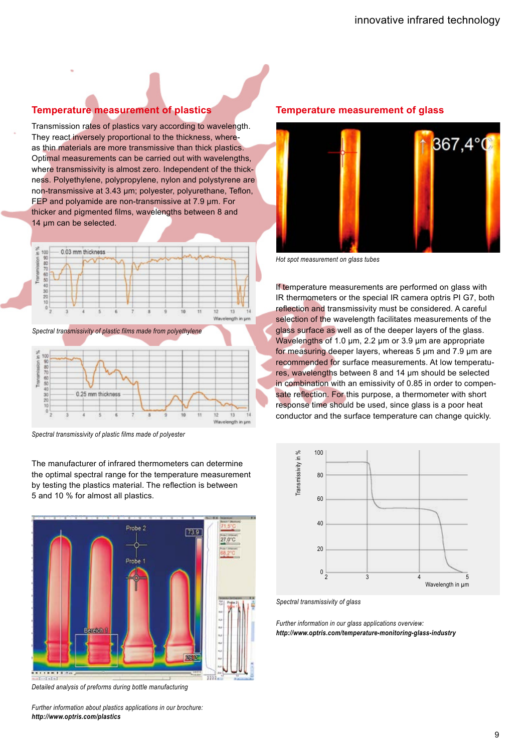## Temperature measurement of plastics

Transmission rates of plastics vary according to wavelength. They react inversely proportional to the thickness, whereas thin materials are more transmissive than thick plastics. Optimal measurements can be carried out with wavelengths, where transmissivity is almost zero. Independent of the thickness. Polyethylene, polypropylene, nylon and polystyrene are non-transmissive at 3.43 µm; polyester, polyurethane, Teflon, FEP and polyamide are non-transmissive at 7.9 µm. For thicker and pigmented films, wavelengths between 8 and 14 µm can be selected.

*Spectral transmissivity of plastic films made from polyethylene*

*Spectral transmissivity of plastic films made of polyester*

The manufacturer of infrared thermometers can determine the optimal spectral range for the temperature measurement by testing the plastics material. The reflection is between 5 and 10 % for almost all plastics.

*Detailed analysis of preforms during bottle manufacturing*

*Further information about plastics applications in our brochure:*
***http://www.optris.com/plastics***

## Temperature measurement of glass

*Hot spot measurement on glass tubes*

If temperature measurements are performed on glass with IR thermometers or the special IR camera optris PI G7, both reflection and transmissivity must be considered. A careful selection of the wavelength facilitates measurements of the glass surface as well as of the deeper layers of the glass. Wavelengths of 1.0 µm, 2.2 µm or 3.9 µm are appropriate for measuring deeper layers, whereas 5 µm and 7.9 µm are recommended for surface measurements. At low temperatures, wavelengths between 8 and 14 µm should be selected in combination with an emissivity of 0.85 in order to compensate reflection. For this purpose, a thermometer with short response time should be used, since glass is a poor heat conductor and the surface temperature can change quickly.

*Spectral transmissivity of glass*

*Further information in our glass applications overview:*
***http://www.optris.com/temperature-monitoring-glass-industry***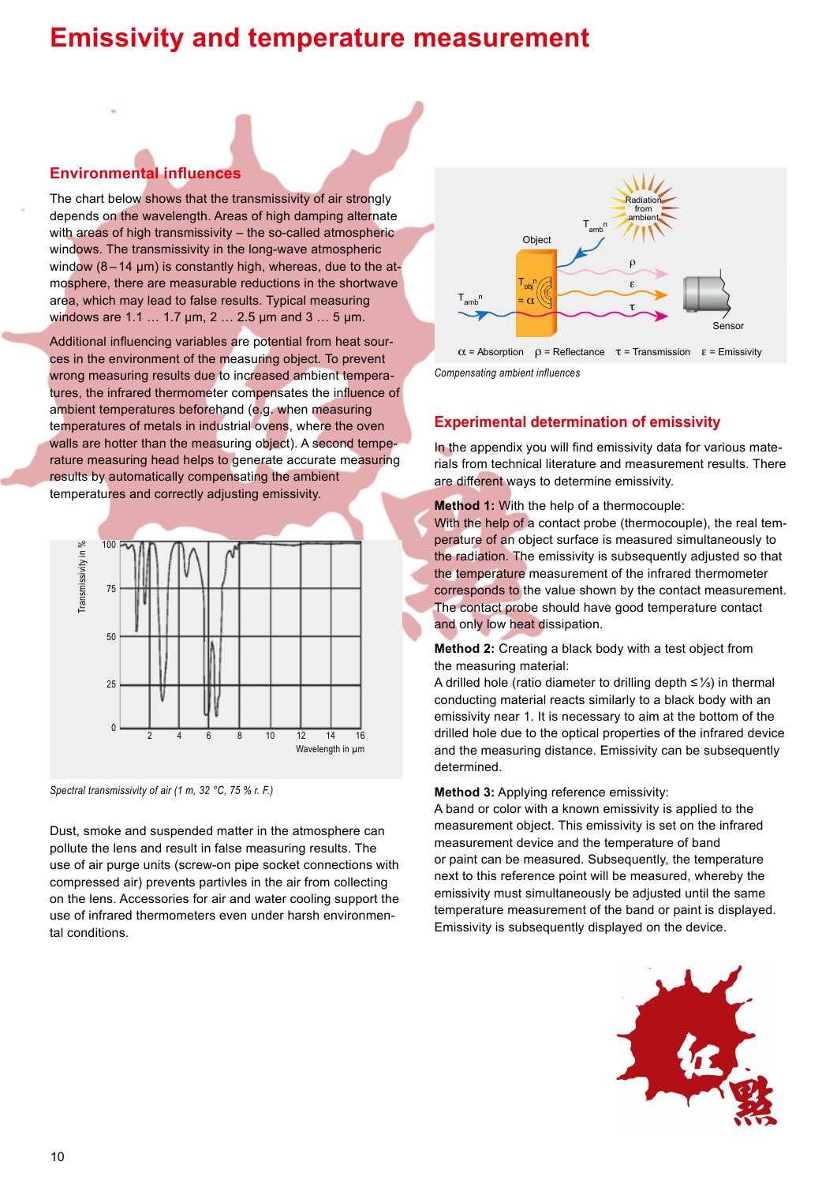# Emissivity and temperature measurement

## Environmental influences

The chart below shows that the transmissivity of air strongly depends on the wavelength. Areas of high damping alternate with areas of high transmissivity – the so-called atmospheric windows. The transmissivity in the long-wave atmospheric window (8 – 14 µm) is constantly high, whereas, due to the atmosphere, there are measurable reductions in the shortwave area, which may lead to false results. Typical measuring windows are 1.1 … 1.7 µm, 2 … 2.5 µm and 3 … 5 µm.

Additional influencing variables are potential from heat sources in the environment of the measuring object. To prevent wrong measuring results due to increased ambient temperatures, the infrared thermometer compensates the influence of ambient temperatures beforehand (e.g. when measuring temperatures of metals in industrial ovens, where the oven walls are hotter than the measuring object). A second temperature measuring head helps to generate accurate measuring results by automatically compensating the ambient temperatures and correctly adjusting emissivity.

Transmissivity in %
100
75
50
25
0
2 4 6 8 10 12 14 16
Wavelength in µm

*Spectral transmissivity of air (1 m, 32 °C, 75 % r. F.)*

Dust, smoke and suspended matter in the atmosphere can pollute the lens and result in false measuring results. The use of air purge units (screw-on pipe socket connections with compressed air) prevents partivles in the air from collecting on the lens. Accessories for air and water cooling support the use of infrared thermometers even under harsh environmental conditions.

Radiation from ambient
$T_{amb}^n$
Object
$T_{obj}^n = \alpha$
$\rho$
$\varepsilon$
$\tau$
$T_{amb}^n$
Sensor
$\alpha$ = Absorption $\rho$ = Reflectance $\tau$ = Transmission $\varepsilon$ = Emissivity

*Compensating ambient influences*

## Experimental determination of emissivity

In the appendix you will find emissivity data for various materials from technical literature and measurement results. There are different ways to determine emissivity.

**Method 1:** With the help of a thermocouple:
With the help of a contact probe (thermocouple), the real temperature of an object surface is measured simultaneously to the radiation. The emissivity is subsequently adjusted so that the temperature measurement of the infrared thermometer corresponds to the value shown by the contact measurement. The contact probe should have good temperature contact and only low heat dissipation.

**Method 2:** Creating a black body with a test object from the measuring material:
A drilled hole (ratio diameter to drilling depth ≤ ⅓) in thermal conducting material reacts similarly to a black body with an emissivity near 1. It is necessary to aim at the bottom of the drilled hole due to the optical properties of the infrared device and the measuring distance. Emissivity can be subsequently determined.

**Method 3:** Applying reference emissivity:
A band or color with a known emissivity is applied to the measurement object. This emissivity is set on the infrared measurement device and the temperature of band or paint can be measured. Subsequently, the temperature next to this reference point will be measured, whereby the emissivity must simultaneously be adjusted until the same temperature measurement of the band or paint is displayed. Emissivity is subsequently displayed on the device.

紅點